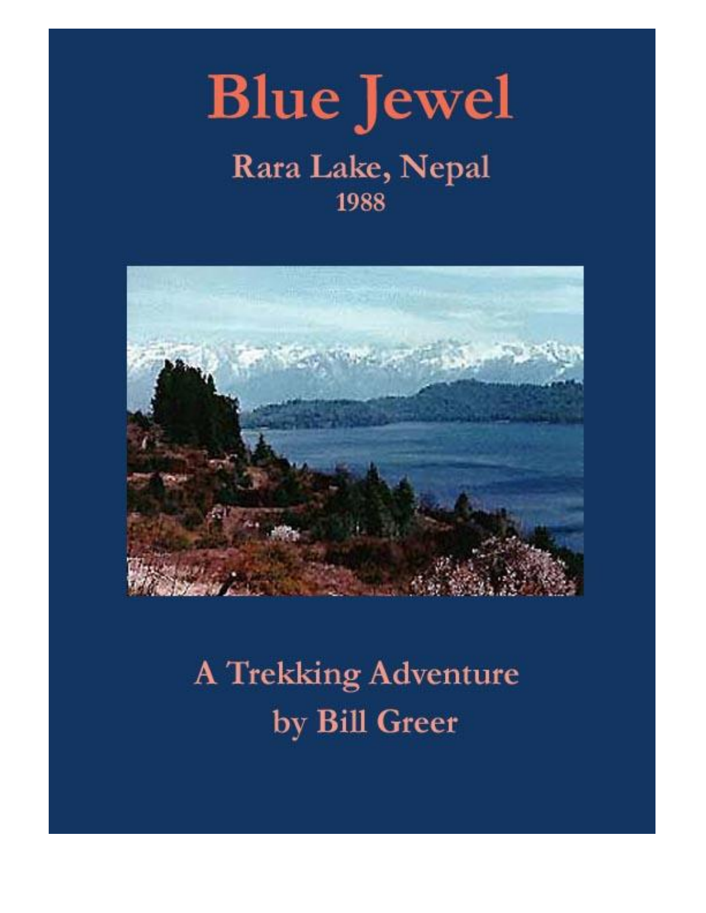# Blue Jewel

## Rara Lake, Nepal

1988

A Trekking Adventure

by Bill Greer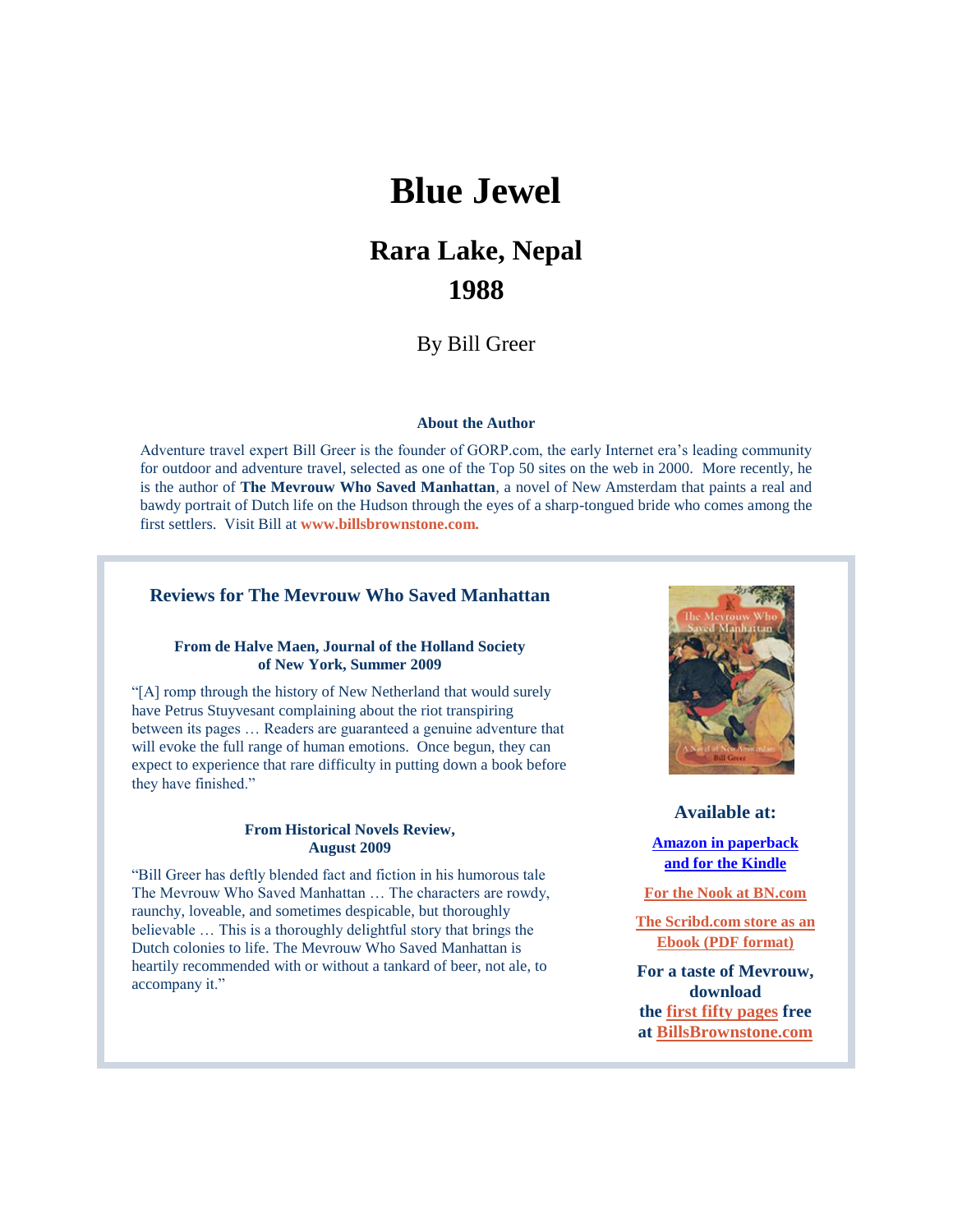# Blue Jewel

## Rara Lake, Nepal
## 1988

By Bill Greer

**About the Author**

Adventure travel expert Bill Greer is the founder of GORP.com, the early Internet era's leading community for outdoor and adventure travel, selected as one of the Top 50 sites on the web in 2000. More recently, he is the author of **The Mevrouw Who Saved Manhattan**, a novel of New Amsterdam that paints a real and bawdy portrait of Dutch life on the Hudson through the eyes of a sharp-tongued bride who comes among the first settlers. Visit Bill at **www.billsbrownstone.com.**

### Reviews for The Mevrouw Who Saved Manhattan

**From de Halve Maen, Journal of the Holland Society of New York, Summer 2009**

"[A] romp through the history of New Netherland that would surely have Petrus Stuyvesant complaining about the riot transpiring between its pages … Readers are guaranteed a genuine adventure that will evoke the full range of human emotions. Once begun, they can expect to experience that rare difficulty in putting down a book before they have finished."

**From Historical Novels Review, August 2009**

"Bill Greer has deftly blended fact and fiction in his humorous tale The Mevrouw Who Saved Manhattan … The characters are rowdy, raunchy, loveable, and sometimes despicable, but thoroughly believable … This is a thoroughly delightful story that brings the Dutch colonies to life. The Mevrouw Who Saved Manhattan is heartily recommended with or without a tankard of beer, not ale, to accompany it."

**Available at:**

**Amazon in paperback and for the Kindle**

**For the Nook at BN.com**

**The Scribd.com store as an Ebook (PDF format)**

**For a taste of Mevrouw, download the first fifty pages free at BillsBrownstone.com**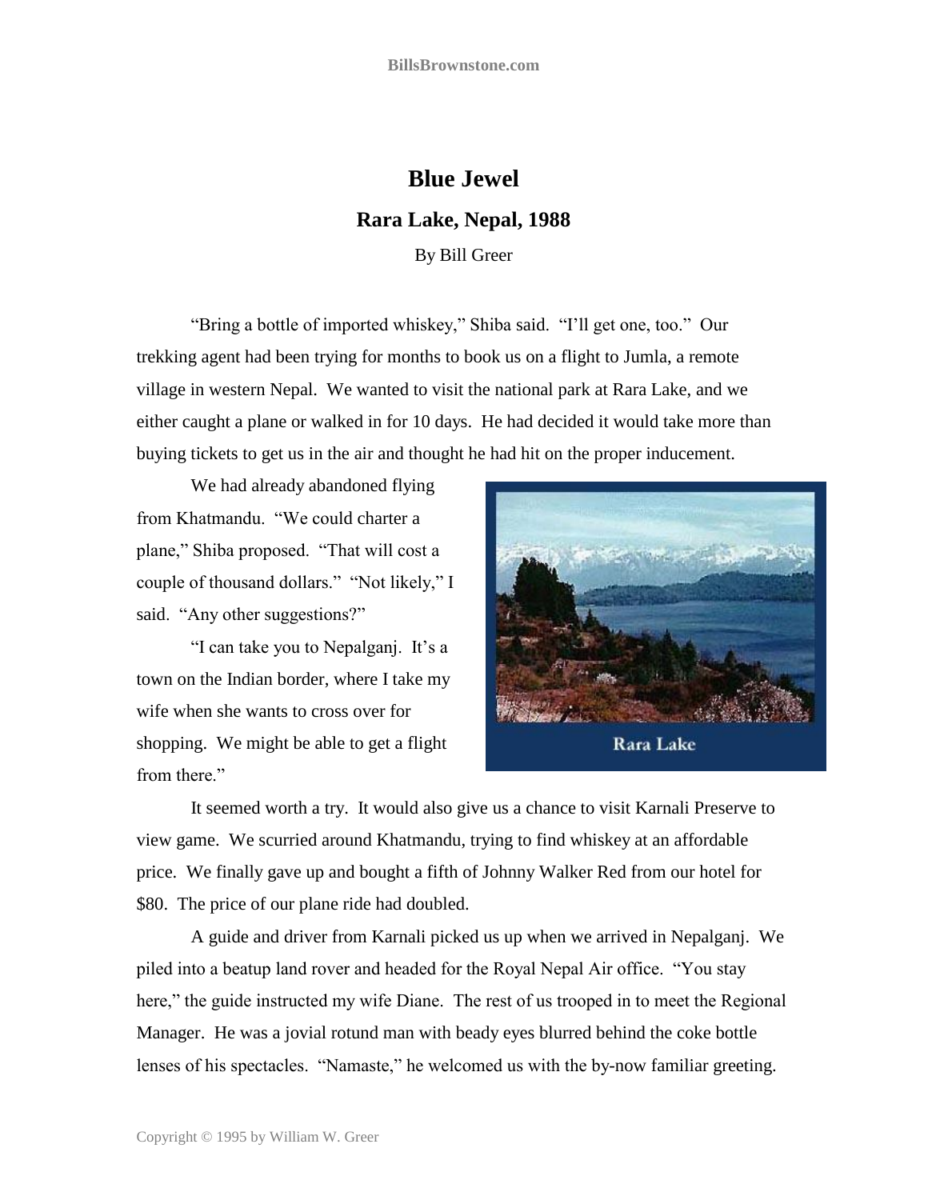# Blue Jewel

## Rara Lake, Nepal, 1988

By Bill Greer

"Bring a bottle of imported whiskey," Shiba said. "I'll get one, too." Our trekking agent had been trying for months to book us on a flight to Jumla, a remote village in western Nepal. We wanted to visit the national park at Rara Lake, and we either caught a plane or walked in for 10 days. He had decided it would take more than buying tickets to get us in the air and thought he had hit on the proper inducement.

We had already abandoned flying from Khatmandu. "We could charter a plane," Shiba proposed. "That will cost a couple of thousand dollars." "Not likely," I said. "Any other suggestions?"

Rara Lake

"I can take you to Nepalganj. It's a town on the Indian border, where I take my wife when she wants to cross over for shopping. We might be able to get a flight from there."

It seemed worth a try. It would also give us a chance to visit Karnali Preserve to view game. We scurried around Khatmandu, trying to find whiskey at an affordable price. We finally gave up and bought a fifth of Johnny Walker Red from our hotel for $80. The price of our plane ride had doubled.

A guide and driver from Karnali picked us up when we arrived in Nepalganj. We piled into a beatup land rover and headed for the Royal Nepal Air office. "You stay here," the guide instructed my wife Diane. The rest of us trooped in to meet the Regional Manager. He was a jovial rotund man with beady eyes blurred behind the coke bottle lenses of his spectacles. "Namaste," he welcomed us with the by-now familiar greeting.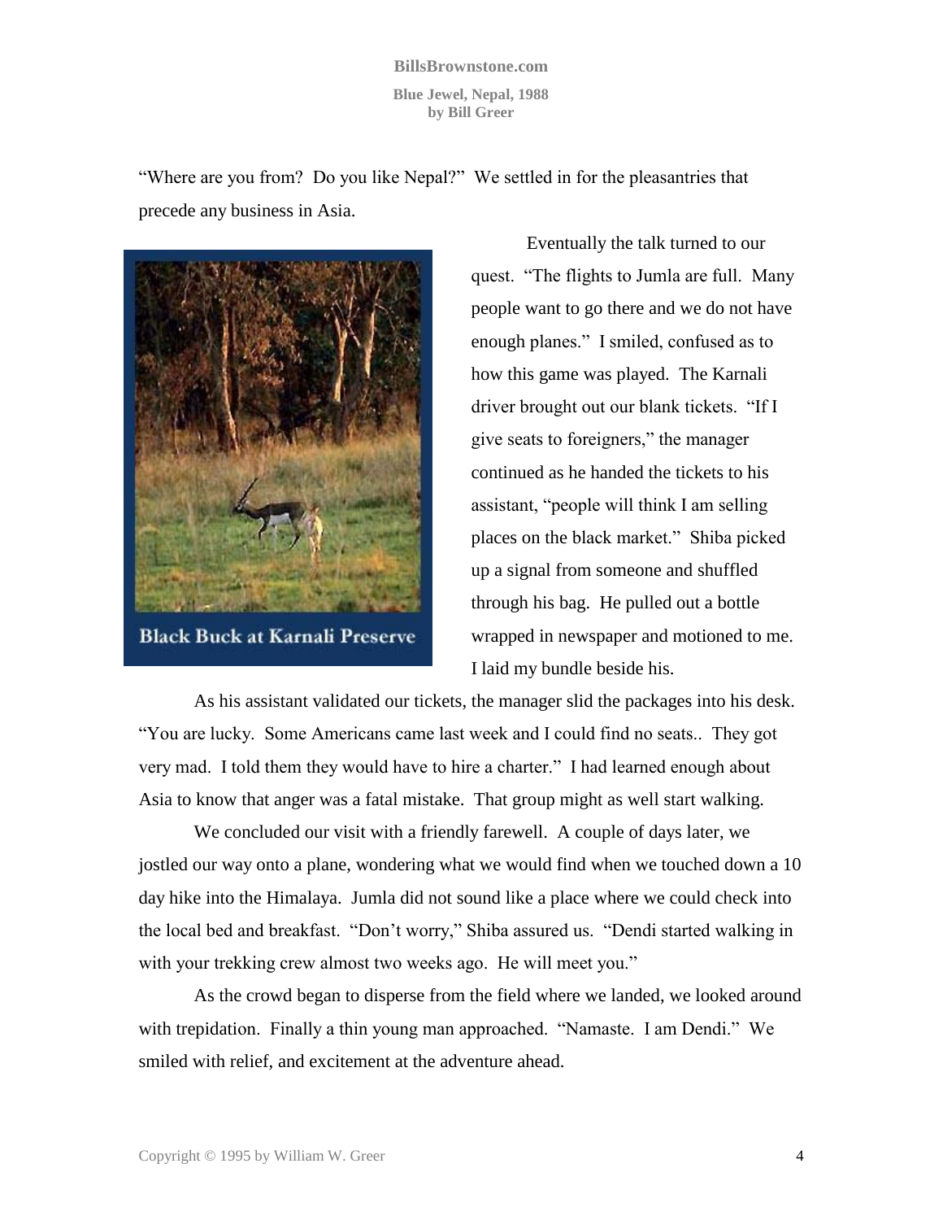"Where are you from? Do you like Nepal?" We settled in for the pleasantries that precede any business in Asia.

Black Buck at Karnali Preserve

Eventually the talk turned to our quest. "The flights to Jumla are full. Many people want to go there and we do not have enough planes." I smiled, confused as to how this game was played. The Karnali driver brought out our blank tickets. "If I give seats to foreigners," the manager continued as he handed the tickets to his assistant, "people will think I am selling places on the black market." Shiba picked up a signal from someone and shuffled through his bag. He pulled out a bottle wrapped in newspaper and motioned to me. I laid my bundle beside his.

As his assistant validated our tickets, the manager slid the packages into his desk. "You are lucky. Some Americans came last week and I could find no seats.. They got very mad. I told them they would have to hire a charter." I had learned enough about Asia to know that anger was a fatal mistake. That group might as well start walking.

We concluded our visit with a friendly farewell. A couple of days later, we jostled our way onto a plane, wondering what we would find when we touched down a 10 day hike into the Himalaya. Jumla did not sound like a place where we could check into the local bed and breakfast. "Don't worry," Shiba assured us. "Dendi started walking in with your trekking crew almost two weeks ago. He will meet you."

As the crowd began to disperse from the field where we landed, we looked around with trepidation. Finally a thin young man approached. "Namaste. I am Dendi." We smiled with relief, and excitement at the adventure ahead.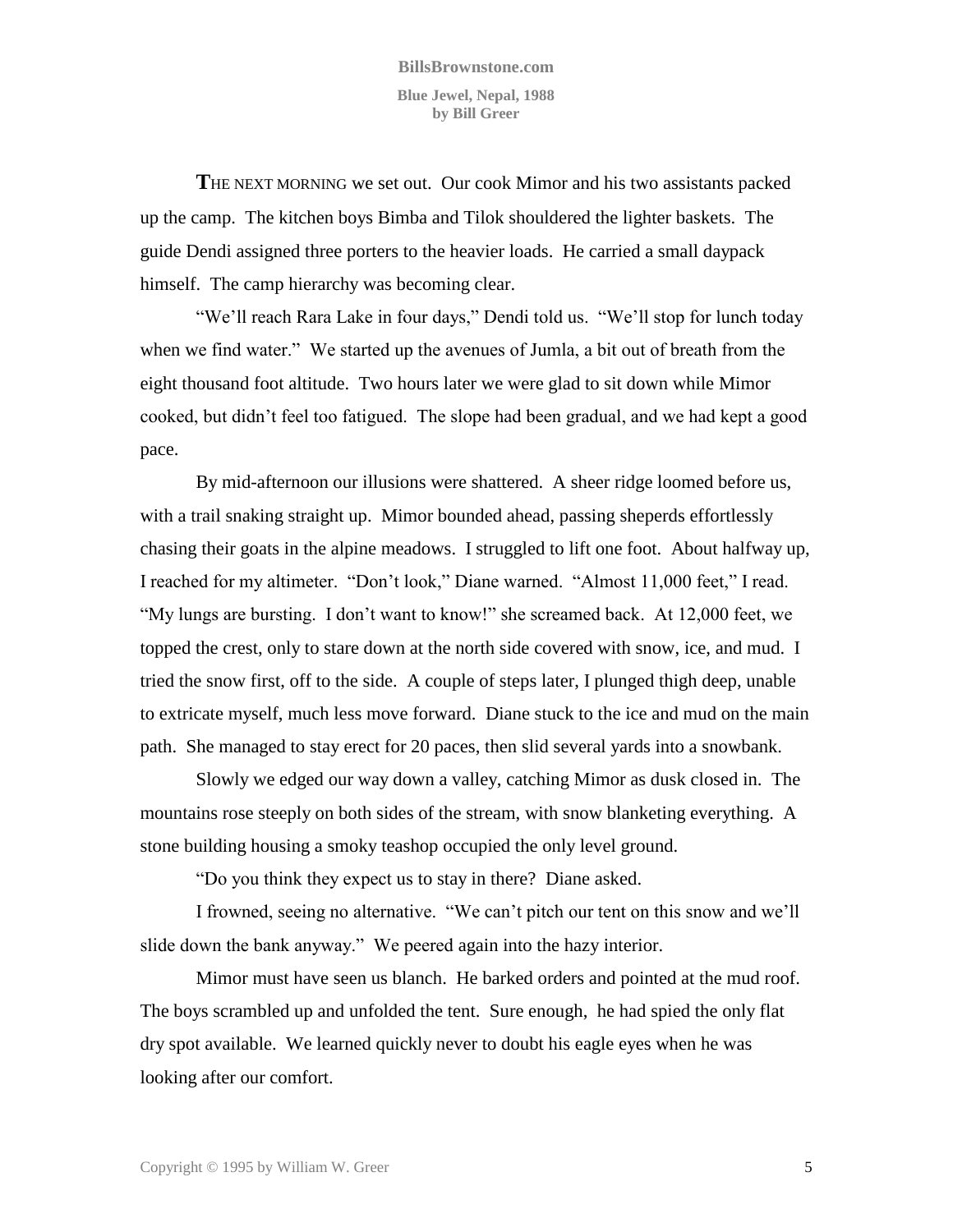**T**HE NEXT MORNING we set out. Our cook Mimor and his two assistants packed up the camp. The kitchen boys Bimba and Tilok shouldered the lighter baskets. The guide Dendi assigned three porters to the heavier loads. He carried a small daypack himself. The camp hierarchy was becoming clear.

"We'll reach Rara Lake in four days," Dendi told us. "We'll stop for lunch today when we find water." We started up the avenues of Jumla, a bit out of breath from the eight thousand foot altitude. Two hours later we were glad to sit down while Mimor cooked, but didn't feel too fatigued. The slope had been gradual, and we had kept a good pace.

By mid-afternoon our illusions were shattered. A sheer ridge loomed before us, with a trail snaking straight up. Mimor bounded ahead, passing sheperds effortlessly chasing their goats in the alpine meadows. I struggled to lift one foot. About halfway up, I reached for my altimeter. "Don't look," Diane warned. "Almost 11,000 feet," I read. "My lungs are bursting. I don't want to know!" she screamed back. At 12,000 feet, we topped the crest, only to stare down at the north side covered with snow, ice, and mud. I tried the snow first, off to the side. A couple of steps later, I plunged thigh deep, unable to extricate myself, much less move forward. Diane stuck to the ice and mud on the main path. She managed to stay erect for 20 paces, then slid several yards into a snowbank.

Slowly we edged our way down a valley, catching Mimor as dusk closed in. The mountains rose steeply on both sides of the stream, with snow blanketing everything. A stone building housing a smoky teashop occupied the only level ground.

"Do you think they expect us to stay in there? Diane asked.

I frowned, seeing no alternative. "We can't pitch our tent on this snow and we'll slide down the bank anyway." We peered again into the hazy interior.

Mimor must have seen us blanch. He barked orders and pointed at the mud roof. The boys scrambled up and unfolded the tent. Sure enough, he had spied the only flat dry spot available. We learned quickly never to doubt his eagle eyes when he was looking after our comfort.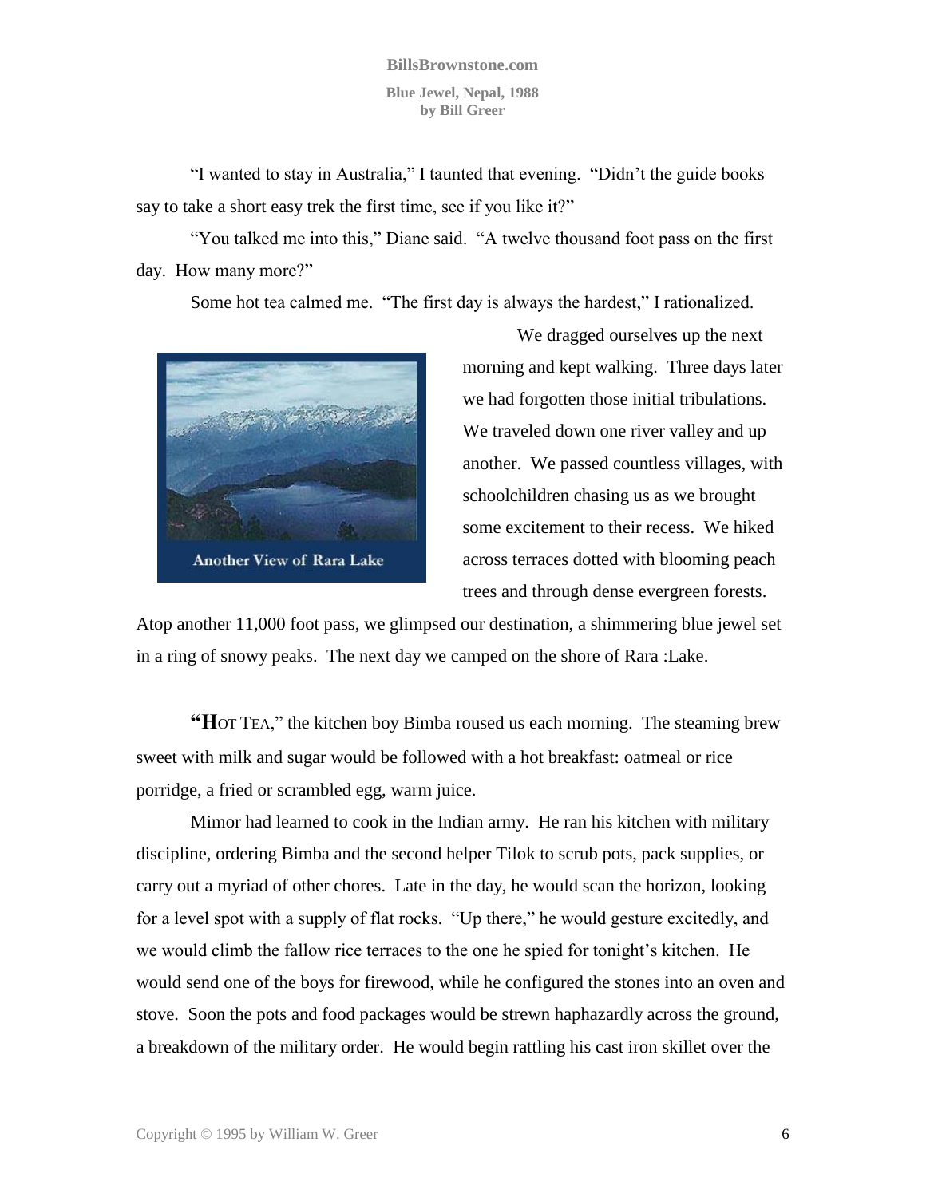"I wanted to stay in Australia," I taunted that evening. "Didn't the guide books say to take a short easy trek the first time, see if you like it?"

"You talked me into this," Diane said. "A twelve thousand foot pass on the first day. How many more?"

Some hot tea calmed me. "The first day is always the hardest," I rationalized.

Another View of Rara Lake

We dragged ourselves up the next morning and kept walking. Three days later we had forgotten those initial tribulations. We traveled down one river valley and up another. We passed countless villages, with schoolchildren chasing us as we brought some excitement to their recess. We hiked across terraces dotted with blooming peach trees and through dense evergreen forests. Atop another 11,000 foot pass, we glimpsed our destination, a shimmering blue jewel set in a ring of snowy peaks. The next day we camped on the shore of Rara :Lake.

**"H**OT TEA," the kitchen boy Bimba roused us each morning. The steaming brew sweet with milk and sugar would be followed with a hot breakfast: oatmeal or rice porridge, a fried or scrambled egg, warm juice.

Mimor had learned to cook in the Indian army. He ran his kitchen with military discipline, ordering Bimba and the second helper Tilok to scrub pots, pack supplies, or carry out a myriad of other chores. Late in the day, he would scan the horizon, looking for a level spot with a supply of flat rocks. "Up there," he would gesture excitedly, and we would climb the fallow rice terraces to the one he spied for tonight's kitchen. He would send one of the boys for firewood, while he configured the stones into an oven and stove. Soon the pots and food packages would be strewn haphazardly across the ground, a breakdown of the military order. He would begin rattling his cast iron skillet over the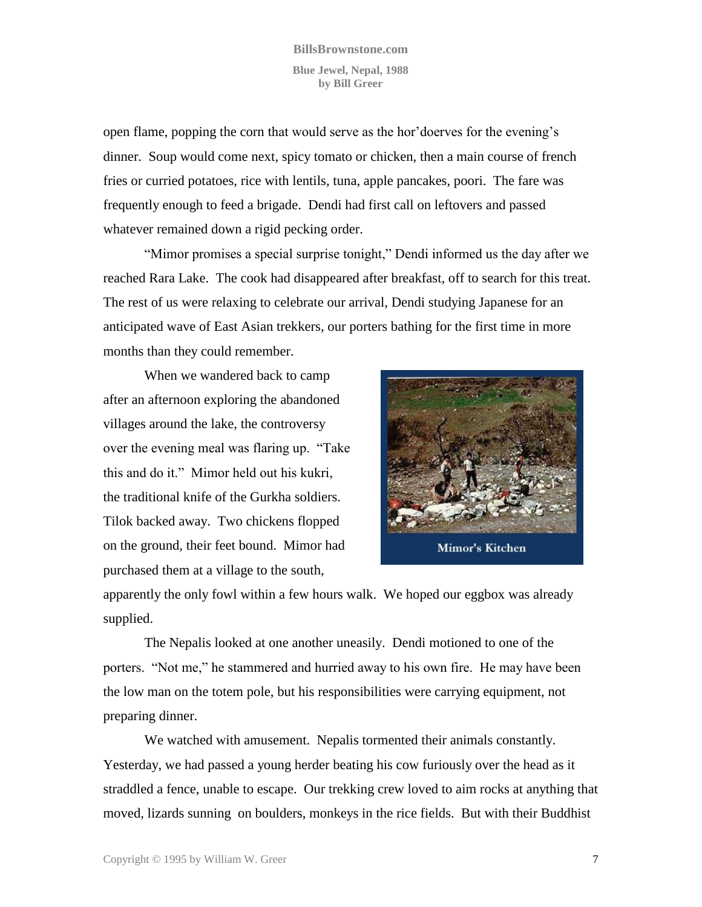open flame, popping the corn that would serve as the hor'doerves for the evening's dinner. Soup would come next, spicy tomato or chicken, then a main course of french fries or curried potatoes, rice with lentils, tuna, apple pancakes, poori. The fare was frequently enough to feed a brigade. Dendi had first call on leftovers and passed whatever remained down a rigid pecking order.

"Mimor promises a special surprise tonight," Dendi informed us the day after we reached Rara Lake. The cook had disappeared after breakfast, off to search for this treat. The rest of us were relaxing to celebrate our arrival, Dendi studying Japanese for an anticipated wave of East Asian trekkers, our porters bathing for the first time in more months than they could remember.

When we wandered back to camp after an afternoon exploring the abandoned villages around the lake, the controversy over the evening meal was flaring up. "Take this and do it." Mimor held out his kukri, the traditional knife of the Gurkha soldiers. Tilok backed away. Two chickens flopped on the ground, their feet bound. Mimor had purchased them at a village to the south, apparently the only fowl within a few hours walk. We hoped our eggbox was already supplied.

The Nepalis looked at one another uneasily. Dendi motioned to one of the porters. "Not me," he stammered and hurried away to his own fire. He may have been the low man on the totem pole, but his responsibilities were carrying equipment, not preparing dinner.

We watched with amusement. Nepalis tormented their animals constantly. Yesterday, we had passed a young herder beating his cow furiously over the head as it straddled a fence, unable to escape. Our trekking crew loved to aim rocks at anything that moved, lizards sunning on boulders, monkeys in the rice fields. But with their Buddhist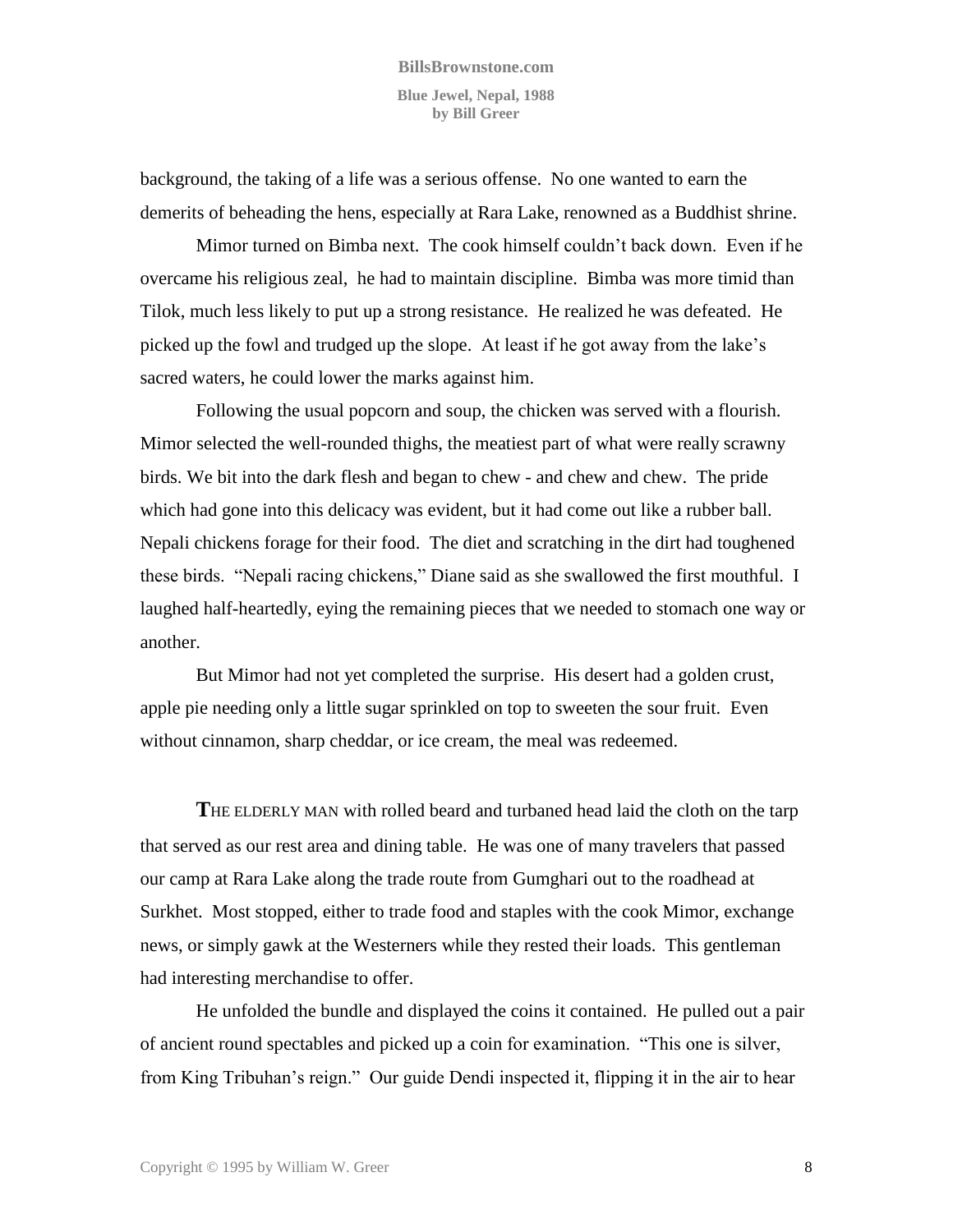background, the taking of a life was a serious offense. No one wanted to earn the demerits of beheading the hens, especially at Rara Lake, renowned as a Buddhist shrine.

Mimor turned on Bimba next. The cook himself couldn't back down. Even if he overcame his religious zeal, he had to maintain discipline. Bimba was more timid than Tilok, much less likely to put up a strong resistance. He realized he was defeated. He picked up the fowl and trudged up the slope. At least if he got away from the lake's sacred waters, he could lower the marks against him.

Following the usual popcorn and soup, the chicken was served with a flourish. Mimor selected the well-rounded thighs, the meatiest part of what were really scrawny birds. We bit into the dark flesh and began to chew - and chew and chew. The pride which had gone into this delicacy was evident, but it had come out like a rubber ball. Nepali chickens forage for their food. The diet and scratching in the dirt had toughened these birds. "Nepali racing chickens," Diane said as she swallowed the first mouthful. I laughed half-heartedly, eying the remaining pieces that we needed to stomach one way or another.

But Mimor had not yet completed the surprise. His desert had a golden crust, apple pie needing only a little sugar sprinkled on top to sweeten the sour fruit. Even without cinnamon, sharp cheddar, or ice cream, the meal was redeemed.

**T**HE ELDERLY MAN with rolled beard and turbaned head laid the cloth on the tarp that served as our rest area and dining table. He was one of many travelers that passed our camp at Rara Lake along the trade route from Gumghari out to the roadhead at Surkhet. Most stopped, either to trade food and staples with the cook Mimor, exchange news, or simply gawk at the Westerners while they rested their loads. This gentleman had interesting merchandise to offer.

He unfolded the bundle and displayed the coins it contained. He pulled out a pair of ancient round spectables and picked up a coin for examination. "This one is silver, from King Tribuhan's reign." Our guide Dendi inspected it, flipping it in the air to hear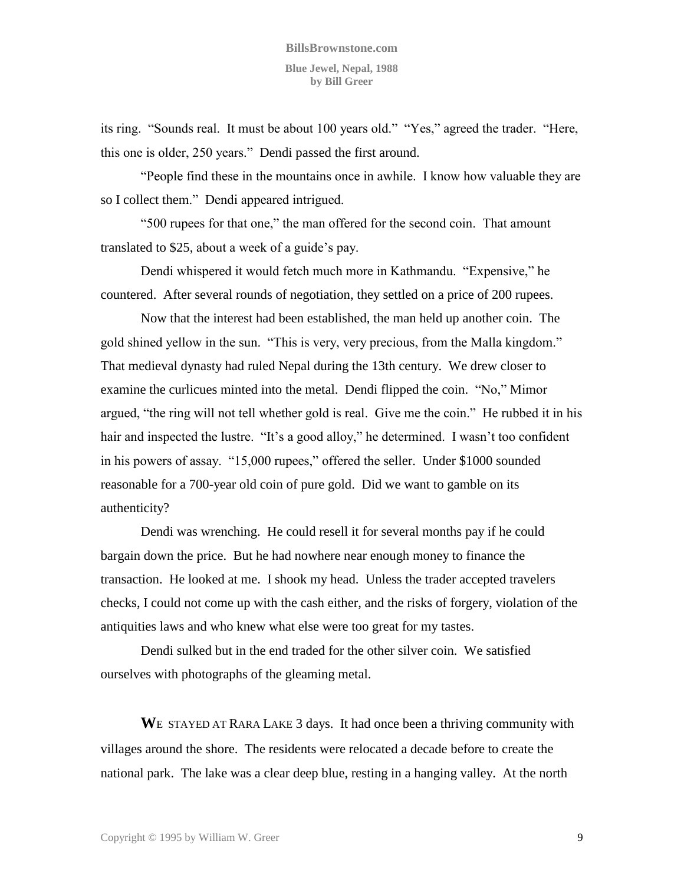its ring. "Sounds real. It must be about 100 years old." "Yes," agreed the trader. "Here, this one is older, 250 years." Dendi passed the first around.

"People find these in the mountains once in awhile. I know how valuable they are so I collect them." Dendi appeared intrigued.

"500 rupees for that one," the man offered for the second coin. That amount translated to $25, about a week of a guide's pay.

Dendi whispered it would fetch much more in Kathmandu. "Expensive," he countered. After several rounds of negotiation, they settled on a price of 200 rupees.

Now that the interest had been established, the man held up another coin. The gold shined yellow in the sun. "This is very, very precious, from the Malla kingdom." That medieval dynasty had ruled Nepal during the 13th century. We drew closer to examine the curlicues minted into the metal. Dendi flipped the coin. "No," Mimor argued, "the ring will not tell whether gold is real. Give me the coin." He rubbed it in his hair and inspected the lustre. "It's a good alloy," he determined. I wasn't too confident in his powers of assay. "15,000 rupees," offered the seller. Under $1000 sounded reasonable for a 700-year old coin of pure gold. Did we want to gamble on its authenticity?

Dendi was wrenching. He could resell it for several months pay if he could bargain down the price. But he had nowhere near enough money to finance the transaction. He looked at me. I shook my head. Unless the trader accepted travelers checks, I could not come up with the cash either, and the risks of forgery, violation of the antiquities laws and who knew what else were too great for my tastes.

Dendi sulked but in the end traded for the other silver coin. We satisfied ourselves with photographs of the gleaming metal.

**W**E STAYED AT RARA LAKE 3 days. It had once been a thriving community with villages around the shore. The residents were relocated a decade before to create the national park. The lake was a clear deep blue, resting in a hanging valley. At the north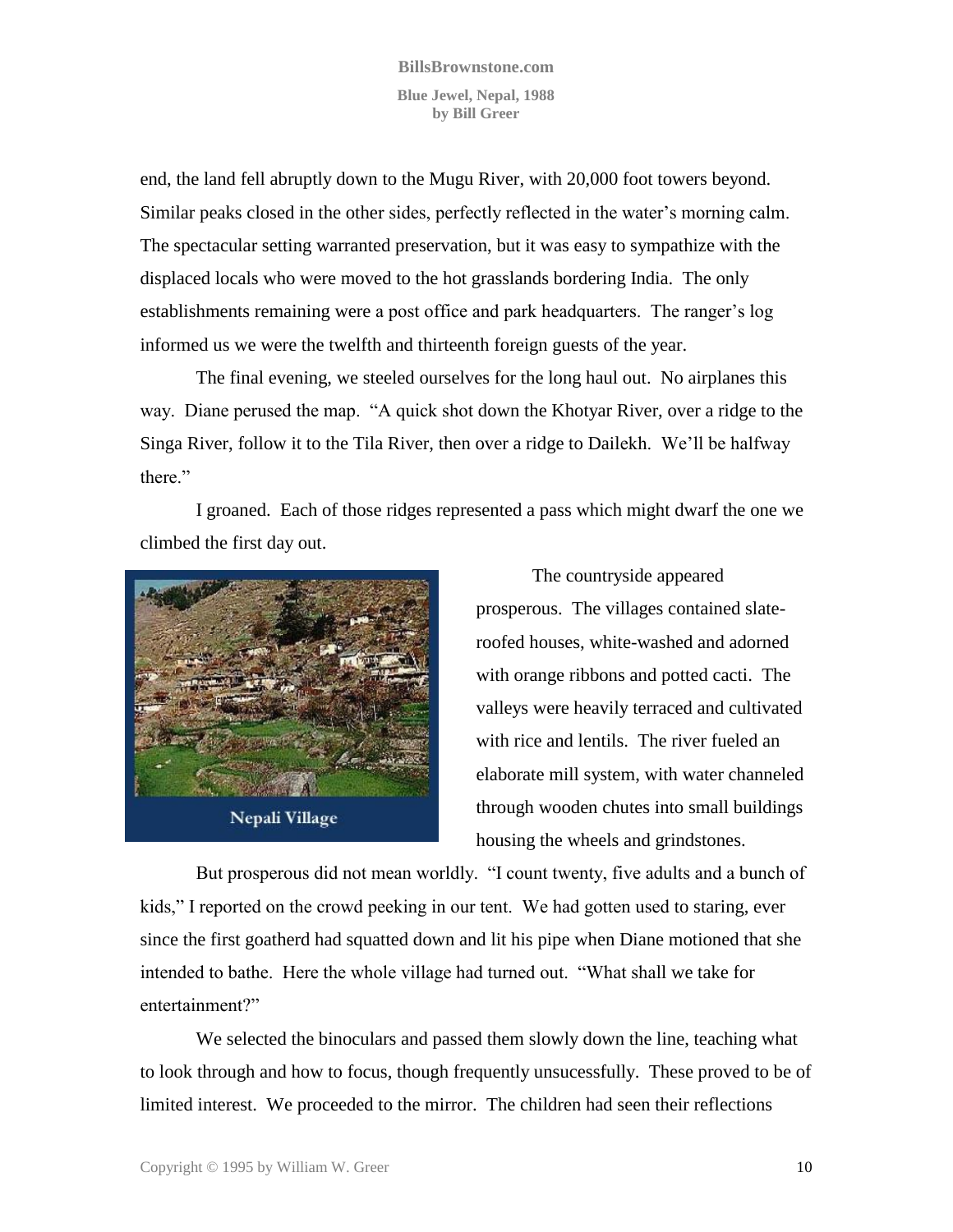end, the land fell abruptly down to the Mugu River, with 20,000 foot towers beyond. Similar peaks closed in the other sides, perfectly reflected in the water's morning calm. The spectacular setting warranted preservation, but it was easy to sympathize with the displaced locals who were moved to the hot grasslands bordering India. The only establishments remaining were a post office and park headquarters. The ranger's log informed us we were the twelfth and thirteenth foreign guests of the year.

The final evening, we steeled ourselves for the long haul out. No airplanes this way. Diane perused the map. "A quick shot down the Khotyar River, over a ridge to the Singa River, follow it to the Tila River, then over a ridge to Dailekh. We'll be halfway there."

I groaned. Each of those ridges represented a pass which might dwarf the one we climbed the first day out.

Nepali Village

The countryside appeared prosperous. The villages contained slate-roofed houses, white-washed and adorned with orange ribbons and potted cacti. The valleys were heavily terraced and cultivated with rice and lentils. The river fueled an elaborate mill system, with water channeled through wooden chutes into small buildings housing the wheels and grindstones.

But prosperous did not mean worldly. "I count twenty, five adults and a bunch of kids," I reported on the crowd peeking in our tent. We had gotten used to staring, ever since the first goatherd had squatted down and lit his pipe when Diane motioned that she intended to bathe. Here the whole village had turned out. "What shall we take for entertainment?"

We selected the binoculars and passed them slowly down the line, teaching what to look through and how to focus, though frequently unsucessfully. These proved to be of limited interest. We proceeded to the mirror. The children had seen their reflections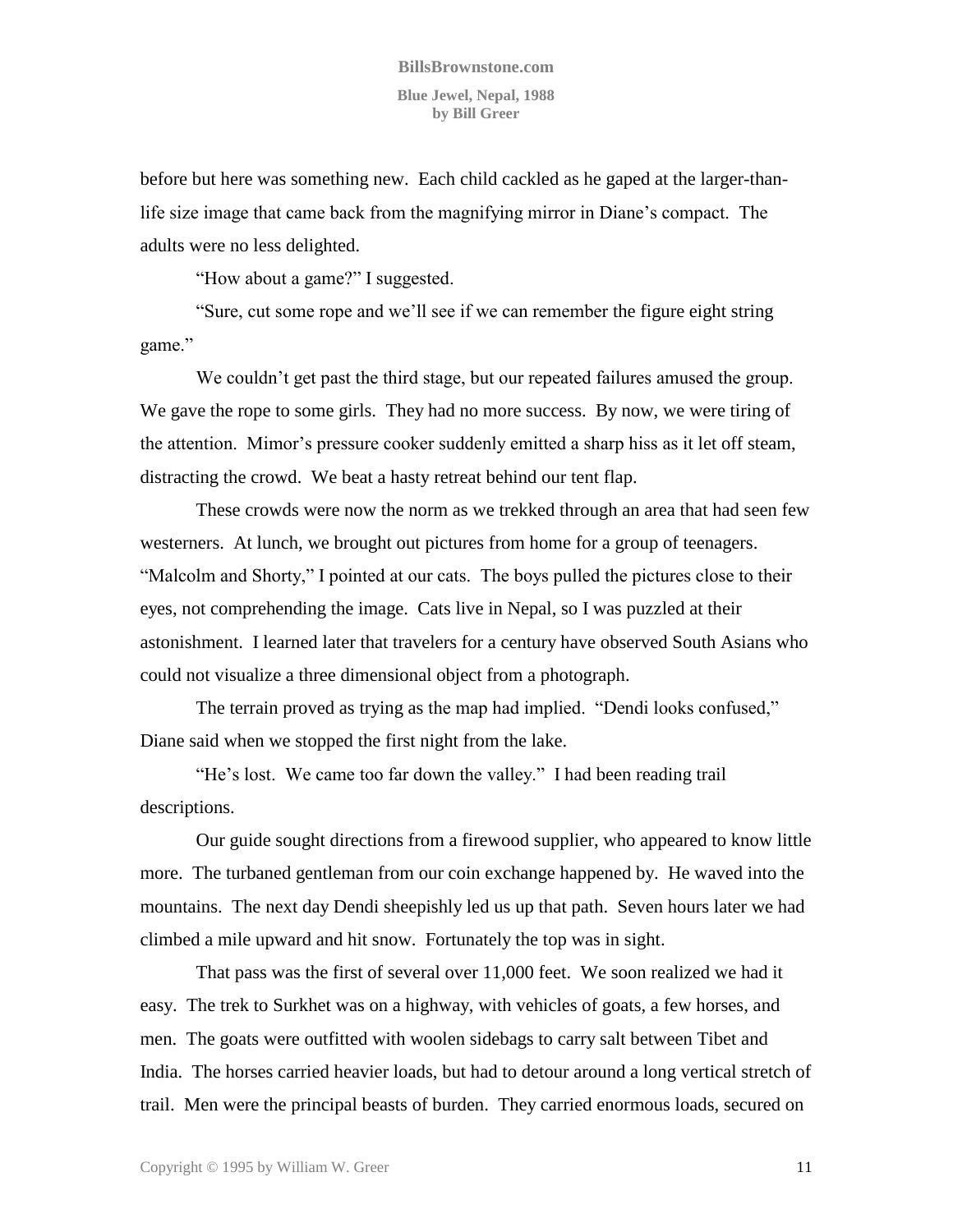before but here was something new. Each child cackled as he gaped at the larger-than-life size image that came back from the magnifying mirror in Diane's compact. The adults were no less delighted.

"How about a game?" I suggested.

"Sure, cut some rope and we'll see if we can remember the figure eight string game."

We couldn't get past the third stage, but our repeated failures amused the group. We gave the rope to some girls. They had no more success. By now, we were tiring of the attention. Mimor's pressure cooker suddenly emitted a sharp hiss as it let off steam, distracting the crowd. We beat a hasty retreat behind our tent flap.

These crowds were now the norm as we trekked through an area that had seen few westerners. At lunch, we brought out pictures from home for a group of teenagers. "Malcolm and Shorty," I pointed at our cats. The boys pulled the pictures close to their eyes, not comprehending the image. Cats live in Nepal, so I was puzzled at their astonishment. I learned later that travelers for a century have observed South Asians who could not visualize a three dimensional object from a photograph.

The terrain proved as trying as the map had implied. "Dendi looks confused," Diane said when we stopped the first night from the lake.

"He's lost. We came too far down the valley." I had been reading trail descriptions.

Our guide sought directions from a firewood supplier, who appeared to know little more. The turbaned gentleman from our coin exchange happened by. He waved into the mountains. The next day Dendi sheepishly led us up that path. Seven hours later we had climbed a mile upward and hit snow. Fortunately the top was in sight.

That pass was the first of several over 11,000 feet. We soon realized we had it easy. The trek to Surkhet was on a highway, with vehicles of goats, a few horses, and men. The goats were outfitted with woolen sidebags to carry salt between Tibet and India. The horses carried heavier loads, but had to detour around a long vertical stretch of trail. Men were the principal beasts of burden. They carried enormous loads, secured on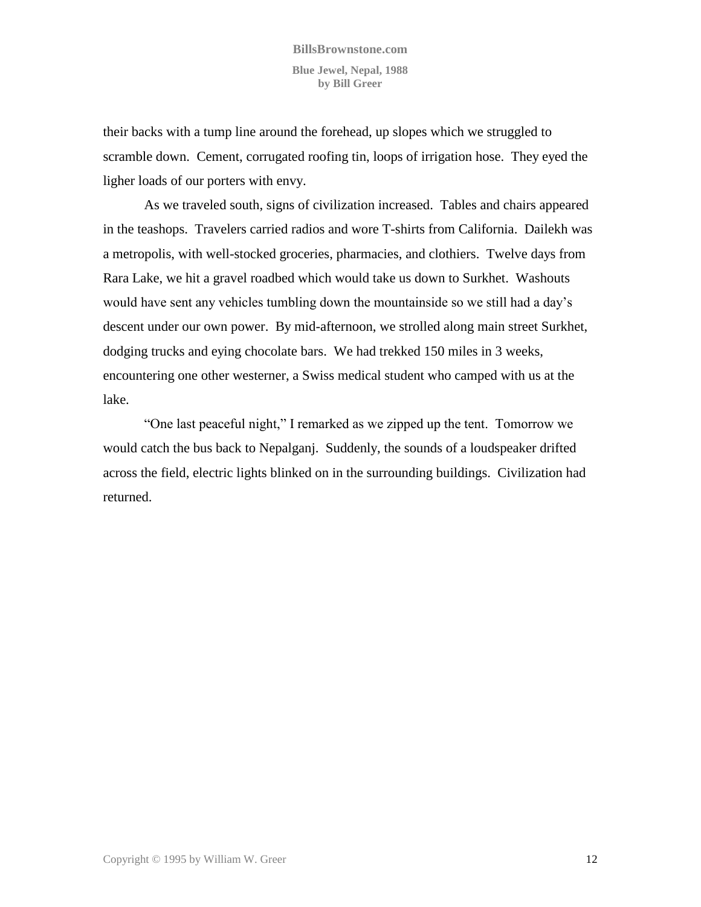their backs with a tump line around the forehead, up slopes which we struggled to scramble down. Cement, corrugated roofing tin, loops of irrigation hose. They eyed the ligher loads of our porters with envy.

As we traveled south, signs of civilization increased. Tables and chairs appeared in the teashops. Travelers carried radios and wore T-shirts from California. Dailekh was a metropolis, with well-stocked groceries, pharmacies, and clothiers. Twelve days from Rara Lake, we hit a gravel roadbed which would take us down to Surkhet. Washouts would have sent any vehicles tumbling down the mountainside so we still had a day's descent under our own power. By mid-afternoon, we strolled along main street Surkhet, dodging trucks and eying chocolate bars. We had trekked 150 miles in 3 weeks, encountering one other westerner, a Swiss medical student who camped with us at the lake.

"One last peaceful night," I remarked as we zipped up the tent. Tomorrow we would catch the bus back to Nepalganj. Suddenly, the sounds of a loudspeaker drifted across the field, electric lights blinked on in the surrounding buildings. Civilization had returned.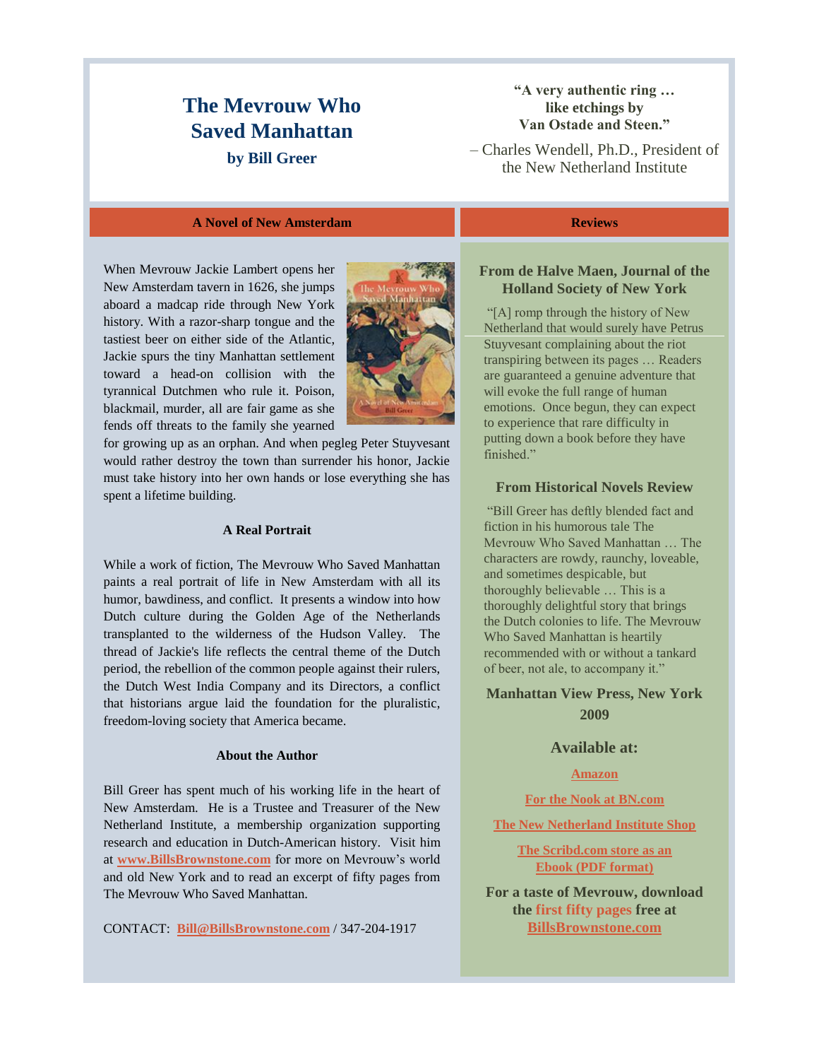# The Mevrouw Who Saved Manhattan

**by Bill Greer**

**"A very authentic ring … like etchings by Van Ostade and Steen."**

– Charles Wendell, Ph.D., President of the New Netherland Institute

## A Novel of New Amsterdam

When Mevrouw Jackie Lambert opens her New Amsterdam tavern in 1626, she jumps aboard a madcap ride through New York history. With a razor-sharp tongue and the tastiest beer on either side of the Atlantic, Jackie spurs the tiny Manhattan settlement toward a head-on collision with the tyrannical Dutchmen who rule it. Poison, blackmail, murder, all are fair game as she fends off threats to the family she yearned for growing up as an orphan. And when pegleg Peter Stuyvesant would rather destroy the town than surrender his honor, Jackie must take history into her own hands or lose everything she has spent a lifetime building.

### A Real Portrait

While a work of fiction, The Mevrouw Who Saved Manhattan paints a real portrait of life in New Amsterdam with all its humor, bawdiness, and conflict. It presents a window into how Dutch culture during the Golden Age of the Netherlands transplanted to the wilderness of the Hudson Valley. The thread of Jackie's life reflects the central theme of the Dutch period, the rebellion of the common people against their rulers, the Dutch West India Company and its Directors, a conflict that historians argue laid the foundation for the pluralistic, freedom-loving society that America became.

### About the Author

Bill Greer has spent much of his working life in the heart of New Amsterdam. He is a Trustee and Treasurer of the New Netherland Institute, a membership organization supporting research and education in Dutch-American history. Visit him at **www.BillsBrownstone.com** for more on Mevrouw's world and old New York and to read an excerpt of fifty pages from The Mevrouw Who Saved Manhattan.

CONTACT: **Bill@BillsBrownstone.com** / 347-204-1917

## Reviews

### From de Halve Maen, Journal of the Holland Society of New York

"[A] romp through the history of New Netherland that would surely have Petrus Stuyvesant complaining about the riot transpiring between its pages … Readers are guaranteed a genuine adventure that will evoke the full range of human emotions. Once begun, they can expect to experience that rare difficulty in putting down a book before they have finished."

### From Historical Novels Review

"Bill Greer has deftly blended fact and fiction in his humorous tale The Mevrouw Who Saved Manhattan … The characters are rowdy, raunchy, loveable, and sometimes despicable, but thoroughly believable … This is a thoroughly delightful story that brings the Dutch colonies to life. The Mevrouw Who Saved Manhattan is heartily recommended with or without a tankard of beer, not ale, to accompany it."

**Manhattan View Press, New York 2009**

### Available at:

**Amazon**

**For the Nook at BN.com**

**The New Netherland Institute Shop**

**The Scribd.com store as an Ebook (PDF format)**

**For a taste of Mevrouw, download the first fifty pages free at BillsBrownstone.com**